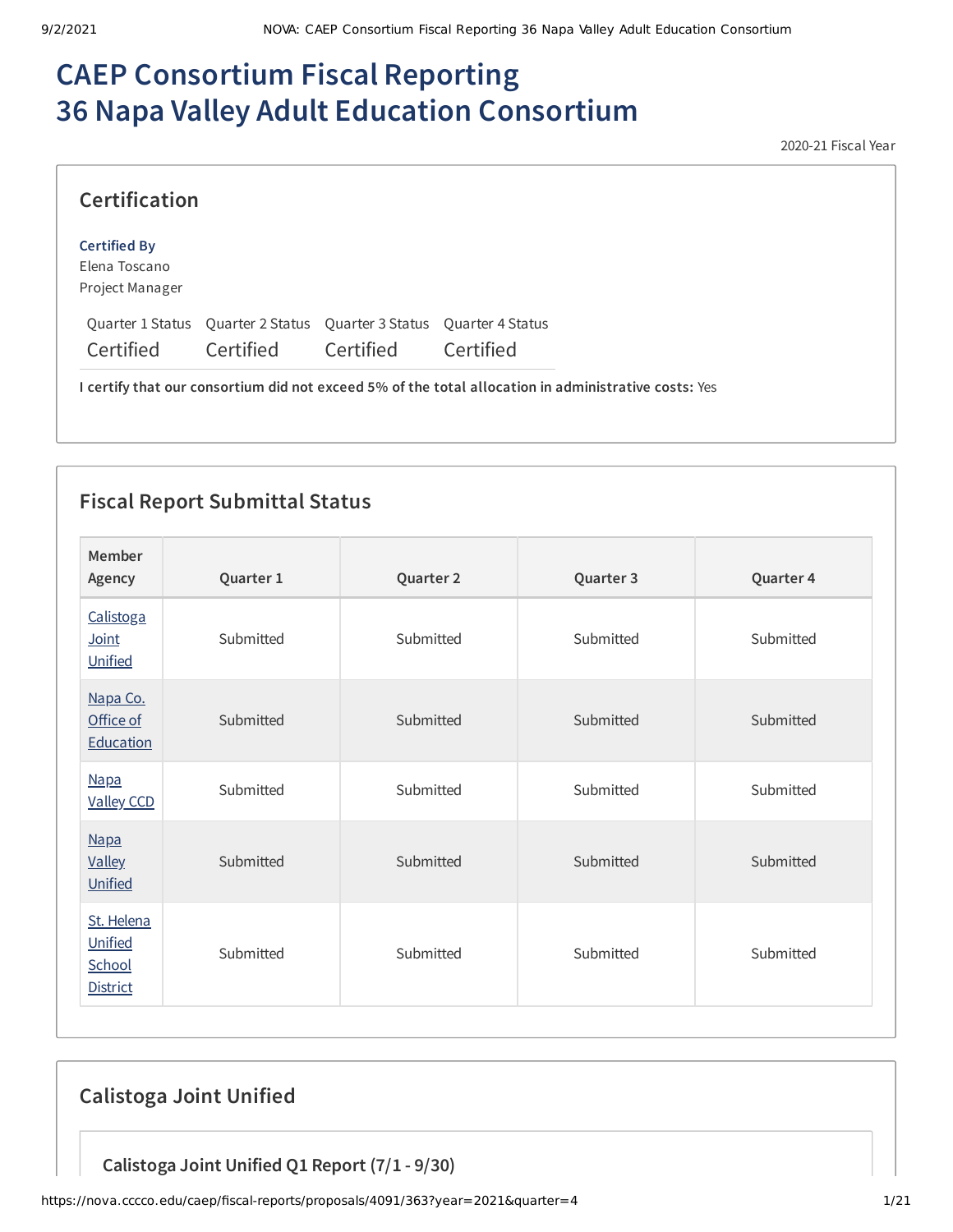# CAEP Consortium Fiscal Reporting
# 36 Napa Valley Adult Education Consortium

2020-21 Fiscal Year

## Certification

**Certified By**
Elena Toscano
Project Manager

| Quarter 1 Status | Quarter 2 Status | Quarter 3 Status | Quarter 4 Status |
|---|---|---|---|
| Certified | Certified | Certified | Certified |

**I certify that our consortium did not exceed 5% of the total allocation in administrative costs:** Yes

## Fiscal Report Submittal Status

| Member Agency | Quarter 1 | Quarter 2 | Quarter 3 | Quarter 4 |
|---|---|---|---|---|
| Calistoga Joint Unified | Submitted | Submitted | Submitted | Submitted |
| Napa Co. Office of Education | Submitted | Submitted | Submitted | Submitted |
| Napa Valley CCD | Submitted | Submitted | Submitted | Submitted |
| Napa Valley Unified | Submitted | Submitted | Submitted | Submitted |
| St. Helena Unified School District | Submitted | Submitted | Submitted | Submitted |

## Calistoga Joint Unified

### Calistoga Joint Unified Q1 Report (7/1 - 9/30)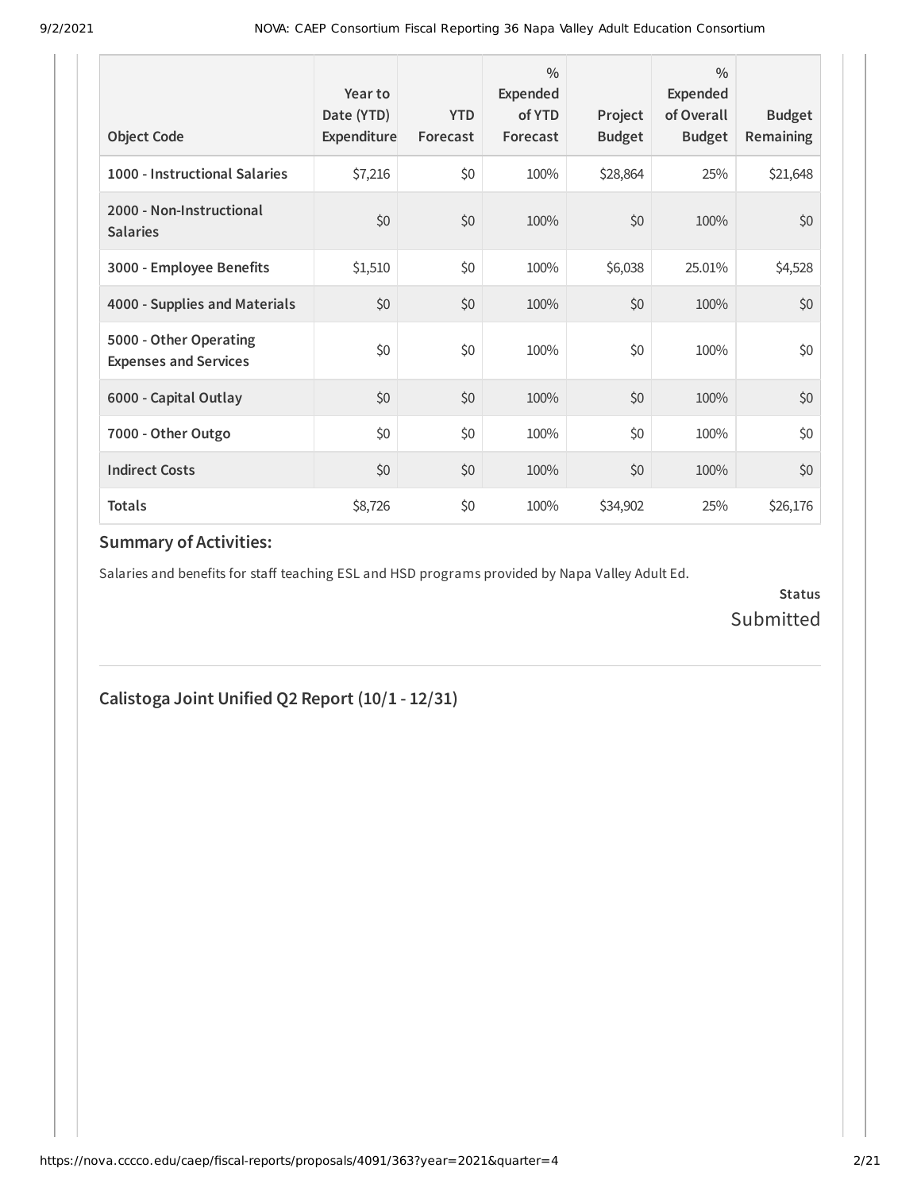| Object Code | Year to Date (YTD) Expenditure | YTD Forecast | % Expended of YTD Forecast | Project Budget | % Expended of Overall Budget | Budget Remaining |
|---|---|---|---|---|---|---|
| **1000 - Instructional Salaries** | $7,216 | $0 | 100% | $28,864 | 25% | $21,648 |
| **2000 - Non-Instructional Salaries** | $0 | $0 | 100% | $0 | 100% | $0 |
| **3000 - Employee Benefits** | $1,510 | $0 | 100% | $6,038 | 25.01% | $4,528 |
| **4000 - Supplies and Materials** | $0 | $0 | 100% | $0 | 100% | $0 |
| **5000 - Other Operating Expenses and Services** | $0 | $0 | 100% | $0 | 100% | $0 |
| **6000 - Capital Outlay** | $0 | $0 | 100% | $0 | 100% | $0 |
| **7000 - Other Outgo** | $0 | $0 | 100% | $0 | 100% | $0 |
| **Indirect Costs** | $0 | $0 | 100% | $0 | 100% | $0 |
| **Totals** | $8,726 | $0 | 100% | $34,902 | 25% | $26,176 |

### Summary of Activities:

Salaries and benefits for staff teaching ESL and HSD programs provided by Napa Valley Adult Ed.

**Status**

Submitted

## Calistoga Joint Unified Q2 Report (10/1 - 12/31)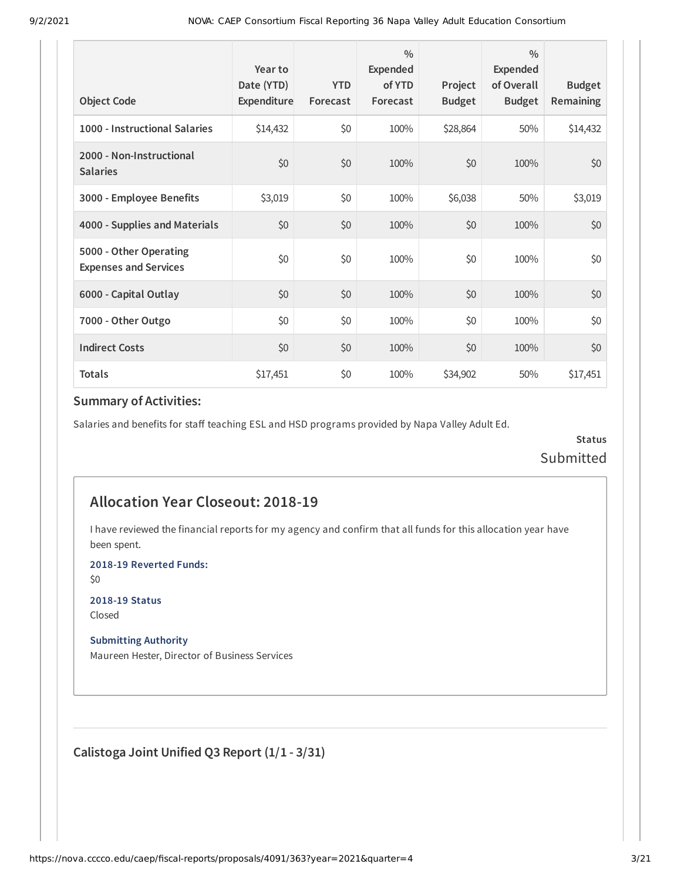| Object Code | Year to Date (YTD) Expenditure | YTD Forecast | % Expended of YTD Forecast | Project Budget | % Expended of Overall Budget | Budget Remaining |
|---|---|---|---|---|---|---|
| 1000 - Instructional Salaries | $14,432 | $0 | 100% | $28,864 | 50% | $14,432 |
| 2000 - Non-Instructional Salaries | $0 | $0 | 100% | $0 | 100% | $0 |
| 3000 - Employee Benefits | $3,019 | $0 | 100% | $6,038 | 50% | $3,019 |
| 4000 - Supplies and Materials | $0 | $0 | 100% | $0 | 100% | $0 |
| 5000 - Other Operating Expenses and Services | $0 | $0 | 100% | $0 | 100% | $0 |
| 6000 - Capital Outlay | $0 | $0 | 100% | $0 | 100% | $0 |
| 7000 - Other Outgo | $0 | $0 | 100% | $0 | 100% | $0 |
| Indirect Costs | $0 | $0 | 100% | $0 | 100% | $0 |
| Totals | $17,451 | $0 | 100% | $34,902 | 50% | $17,451 |

### Summary of Activities:

Salaries and benefits for staff teaching ESL and HSD programs provided by Napa Valley Adult Ed.

**Status**

Submitted

## Allocation Year Closeout: 2018-19

I have reviewed the financial reports for my agency and confirm that all funds for this allocation year have been spent.

**2018-19 Reverted Funds:**

$0

**2018-19 Status**

Closed

**Submitting Authority**

Maureen Hester, Director of Business Services

### Calistoga Joint Unified Q3 Report (1/1 - 3/31)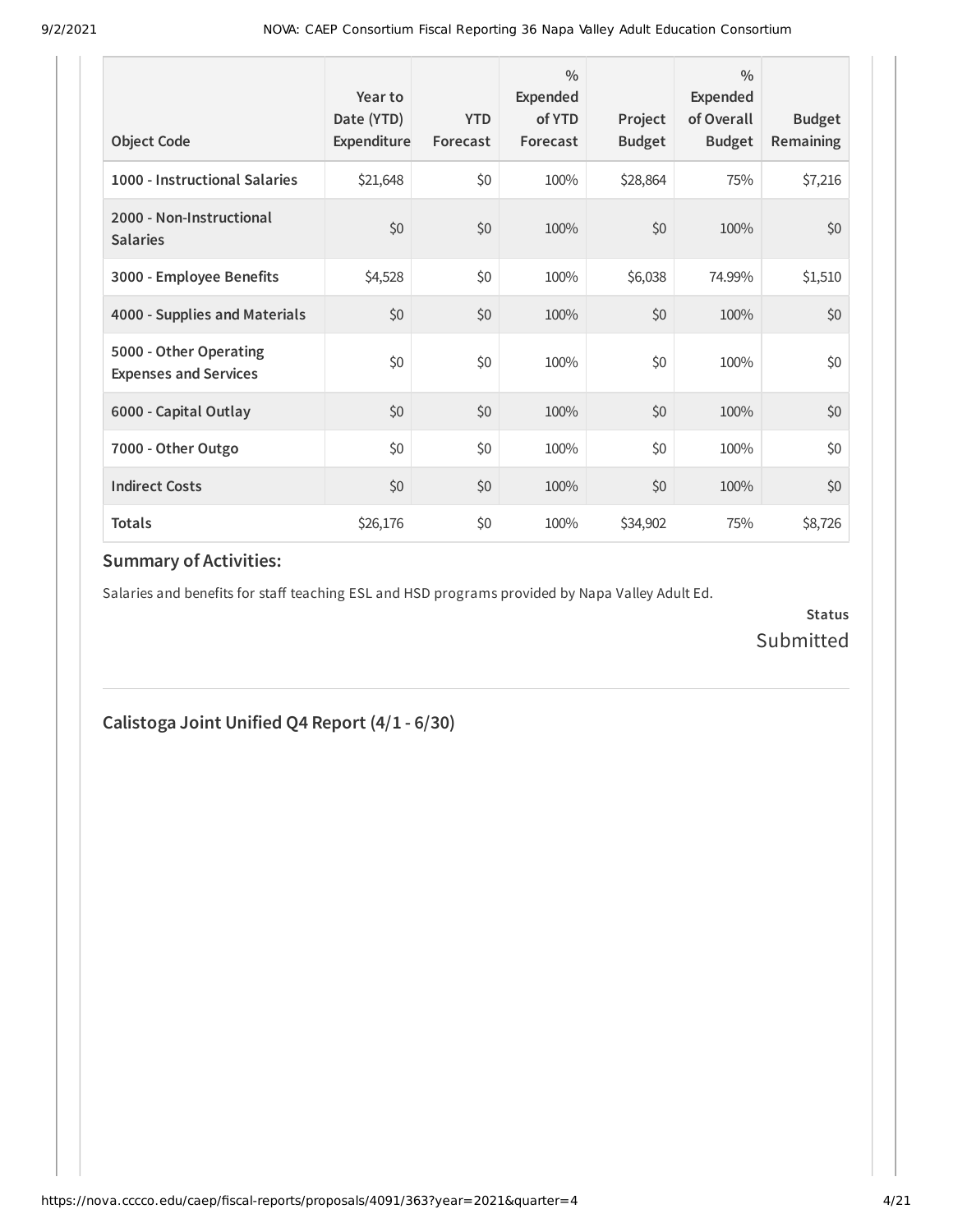| Object Code | Year to Date (YTD) Expenditure | YTD Forecast | % Expended of YTD Forecast | Project Budget | % Expended of Overall Budget | Budget Remaining |
|---|---|---|---|---|---|---|
| **1000 - Instructional Salaries** | $21,648 | $0 | 100% | $28,864 | 75% | $7,216 |
| **2000 - Non-Instructional Salaries** | $0 | $0 | 100% | $0 | 100% | $0 |
| **3000 - Employee Benefits** | $4,528 | $0 | 100% | $6,038 | 74.99% | $1,510 |
| **4000 - Supplies and Materials** | $0 | $0 | 100% | $0 | 100% | $0 |
| **5000 - Other Operating Expenses and Services** | $0 | $0 | 100% | $0 | 100% | $0 |
| **6000 - Capital Outlay** | $0 | $0 | 100% | $0 | 100% | $0 |
| **7000 - Other Outgo** | $0 | $0 | 100% | $0 | 100% | $0 |
| **Indirect Costs** | $0 | $0 | 100% | $0 | 100% | $0 |
| **Totals** | $26,176 | $0 | 100% | $34,902 | 75% | $8,726 |

### Summary of Activities:

Salaries and benefits for staff teaching ESL and HSD programs provided by Napa Valley Adult Ed.

**Status**

Submitted

## Calistoga Joint Unified Q4 Report (4/1 - 6/30)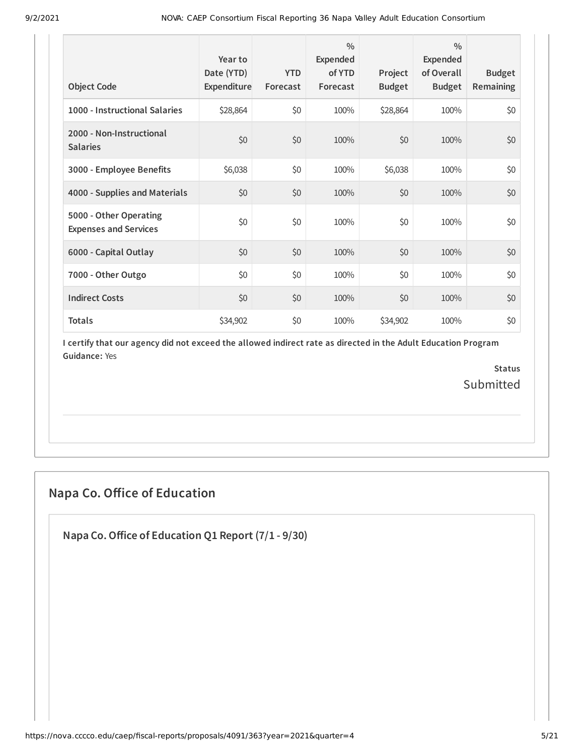| Object Code | Year to Date (YTD) Expenditure | YTD Forecast | % Expended of YTD Forecast | Project Budget | % Expended of Overall Budget | Budget Remaining |
|---|---|---|---|---|---|---|
| **1000 - Instructional Salaries** | $28,864 | $0 | 100% | $28,864 | 100% | $0 |
| **2000 - Non-Instructional Salaries** | $0 | $0 | 100% | $0 | 100% | $0 |
| **3000 - Employee Benefits** | $6,038 | $0 | 100% | $6,038 | 100% | $0 |
| **4000 - Supplies and Materials** | $0 | $0 | 100% | $0 | 100% | $0 |
| **5000 - Other Operating Expenses and Services** | $0 | $0 | 100% | $0 | 100% | $0 |
| **6000 - Capital Outlay** | $0 | $0 | 100% | $0 | 100% | $0 |
| **7000 - Other Outgo** | $0 | $0 | 100% | $0 | 100% | $0 |
| **Indirect Costs** | $0 | $0 | 100% | $0 | 100% | $0 |
| **Totals** | $34,902 | $0 | 100% | $34,902 | 100% | $0 |

**I certify that our agency did not exceed the allowed indirect rate as directed in the Adult Education Program Guidance:** Yes

**Status**
Submitted

## Napa Co. Office of Education

### Napa Co. Office of Education Q1 Report (7/1 - 9/30)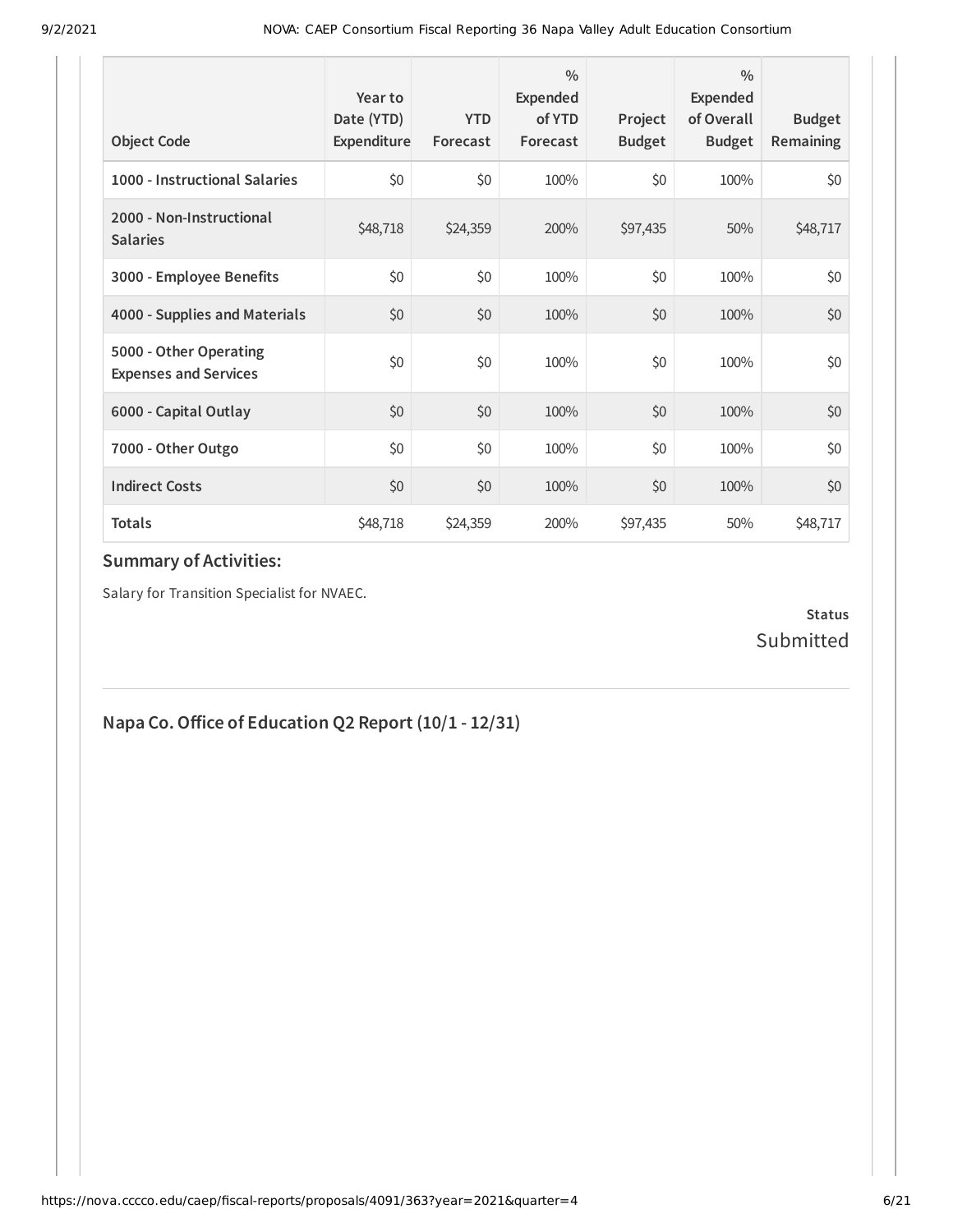| Object Code | Year to Date (YTD) Expenditure | YTD Forecast | % Expended of YTD Forecast | Project Budget | % Expended of Overall Budget | Budget Remaining |
|---|---|---|---|---|---|---|
| 1000 - Instructional Salaries | $0 | $0 | 100% | $0 | 100% | $0 |
| 2000 - Non-Instructional Salaries | $48,718 | $24,359 | 200% | $97,435 | 50% | $48,717 |
| 3000 - Employee Benefits | $0 | $0 | 100% | $0 | 100% | $0 |
| 4000 - Supplies and Materials | $0 | $0 | 100% | $0 | 100% | $0 |
| 5000 - Other Operating Expenses and Services | $0 | $0 | 100% | $0 | 100% | $0 |
| 6000 - Capital Outlay | $0 | $0 | 100% | $0 | 100% | $0 |
| 7000 - Other Outgo | $0 | $0 | 100% | $0 | 100% | $0 |
| Indirect Costs | $0 | $0 | 100% | $0 | 100% | $0 |
| Totals | $48,718 | $24,359 | 200% | $97,435 | 50% | $48,717 |

### Summary of Activities:

Salary for Transition Specialist for NVAEC.

**Status**
Submitted

---

## Napa Co. Office of Education Q2 Report (10/1 - 12/31)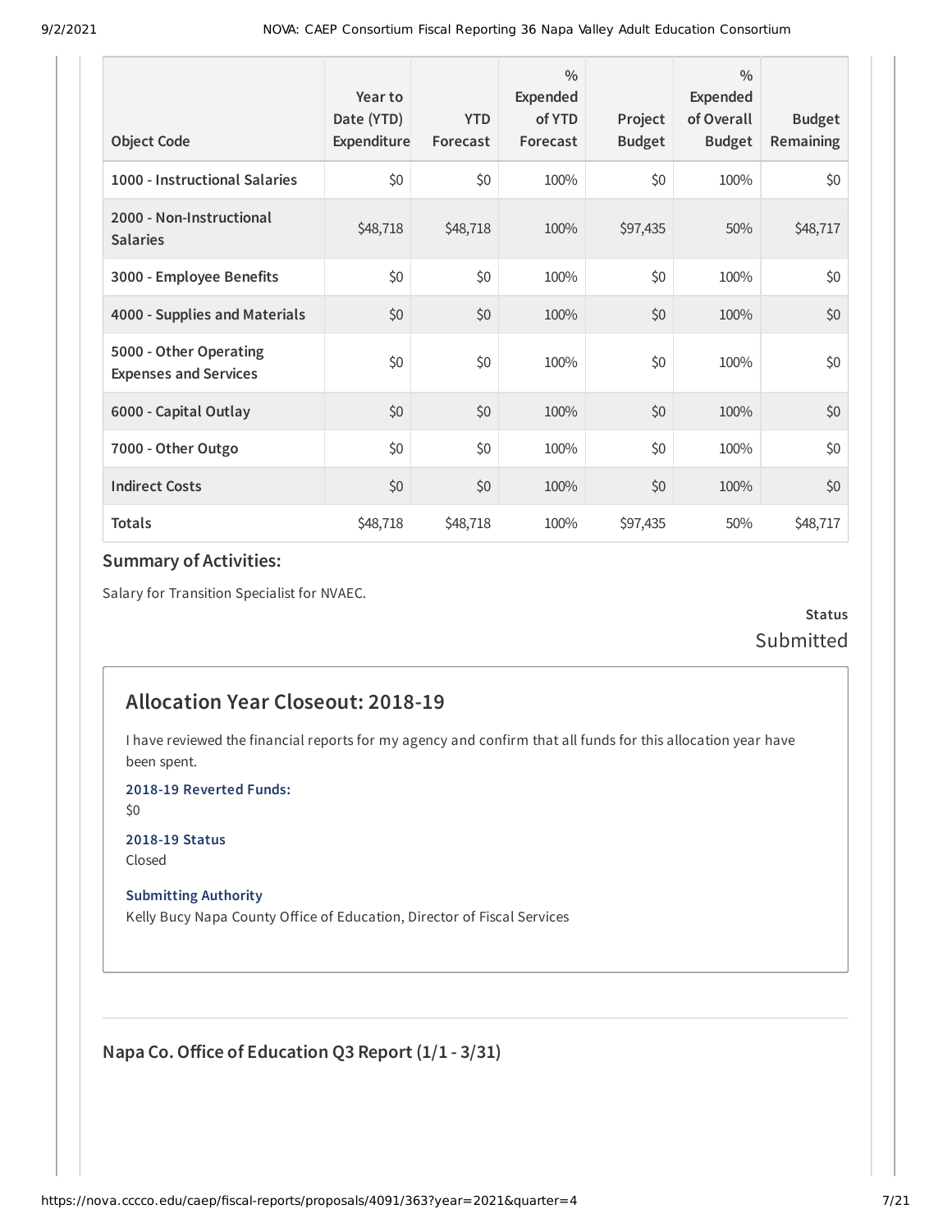| Object Code | Year to Date (YTD) Expenditure | YTD Forecast | % Expended of YTD Forecast | Project Budget | % Expended of Overall Budget | Budget Remaining |
|---|---|---|---|---|---|---|
| 1000 - Instructional Salaries | $0 | $0 | 100% | $0 | 100% | $0 |
| 2000 - Non-Instructional Salaries | $48,718 | $48,718 | 100% | $97,435 | 50% | $48,717 |
| 3000 - Employee Benefits | $0 | $0 | 100% | $0 | 100% | $0 |
| 4000 - Supplies and Materials | $0 | $0 | 100% | $0 | 100% | $0 |
| 5000 - Other Operating Expenses and Services | $0 | $0 | 100% | $0 | 100% | $0 |
| 6000 - Capital Outlay | $0 | $0 | 100% | $0 | 100% | $0 |
| 7000 - Other Outgo | $0 | $0 | 100% | $0 | 100% | $0 |
| Indirect Costs | $0 | $0 | 100% | $0 | 100% | $0 |
| Totals | $48,718 | $48,718 | 100% | $97,435 | 50% | $48,717 |

### Summary of Activities:

Salary for Transition Specialist for NVAEC.

**Status**
Submitted

## Allocation Year Closeout: 2018-19

I have reviewed the financial reports for my agency and confirm that all funds for this allocation year have been spent.

**2018-19 Reverted Funds:**
$0

**2018-19 Status**
Closed

**Submitting Authority**
Kelly Bucy Napa County Office of Education, Director of Fiscal Services

### Napa Co. Office of Education Q3 Report (1/1 - 3/31)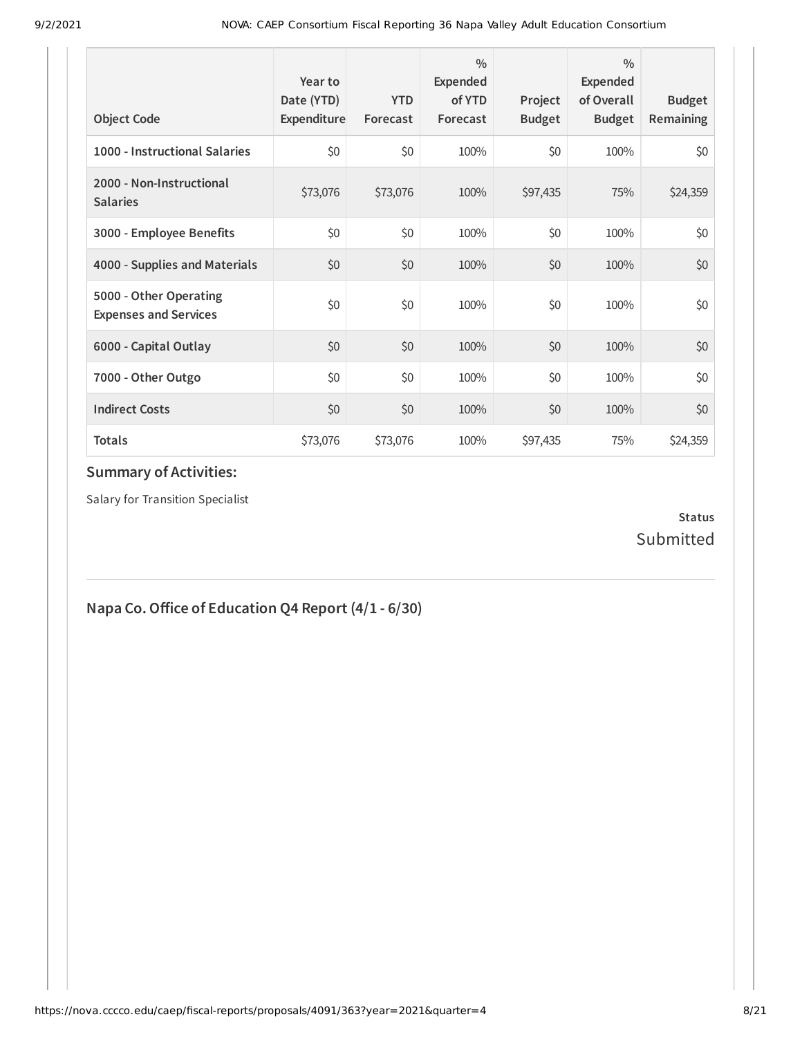| Object Code | Year to Date (YTD) Expenditure | YTD Forecast | % Expended of YTD Forecast | Project Budget | % Expended of Overall Budget | Budget Remaining |
|---|---|---|---|---|---|---|
| **1000 - Instructional Salaries** | $0 | $0 | 100% | $0 | 100% | $0 |
| **2000 - Non-Instructional Salaries** | $73,076 | $73,076 | 100% | $97,435 | 75% | $24,359 |
| **3000 - Employee Benefits** | $0 | $0 | 100% | $0 | 100% | $0 |
| **4000 - Supplies and Materials** | $0 | $0 | 100% | $0 | 100% | $0 |
| **5000 - Other Operating Expenses and Services** | $0 | $0 | 100% | $0 | 100% | $0 |
| **6000 - Capital Outlay** | $0 | $0 | 100% | $0 | 100% | $0 |
| **7000 - Other Outgo** | $0 | $0 | 100% | $0 | 100% | $0 |
| **Indirect Costs** | $0 | $0 | 100% | $0 | 100% | $0 |
| **Totals** | $73,076 | $73,076 | 100% | $97,435 | 75% | $24,359 |

### Summary of Activities:

Salary for Transition Specialist

**Status**
Submitted

---

## Napa Co. Office of Education Q4 Report (4/1 - 6/30)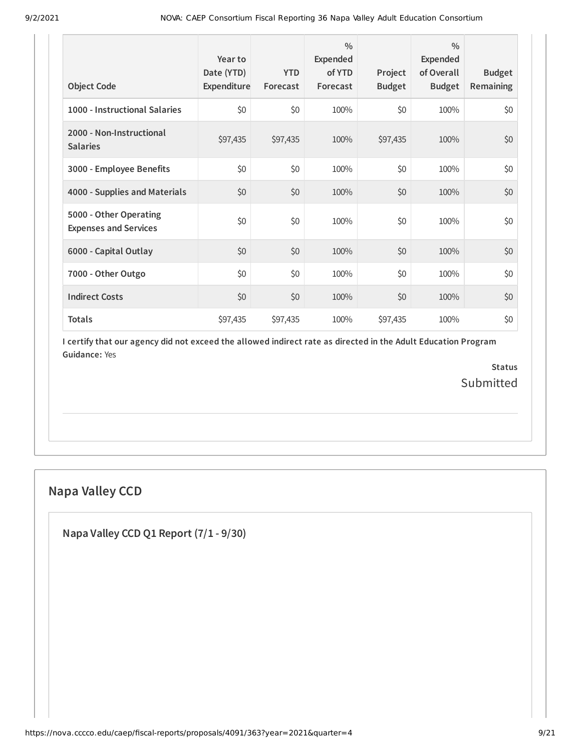| Object Code | Year to Date (YTD) Expenditure | YTD Forecast | % Expended of YTD Forecast | Project Budget | % Expended of Overall Budget | Budget Remaining |
|---|---|---|---|---|---|---|
| 1000 - Instructional Salaries | $0 | $0 | 100% | $0 | 100% | $0 |
| 2000 - Non-Instructional Salaries | $97,435 | $97,435 | 100% | $97,435 | 100% | $0 |
| 3000 - Employee Benefits | $0 | $0 | 100% | $0 | 100% | $0 |
| 4000 - Supplies and Materials | $0 | $0 | 100% | $0 | 100% | $0 |
| 5000 - Other Operating Expenses and Services | $0 | $0 | 100% | $0 | 100% | $0 |
| 6000 - Capital Outlay | $0 | $0 | 100% | $0 | 100% | $0 |
| 7000 - Other Outgo | $0 | $0 | 100% | $0 | 100% | $0 |
| Indirect Costs | $0 | $0 | 100% | $0 | 100% | $0 |
| Totals | $97,435 | $97,435 | 100% | $97,435 | 100% | $0 |

**I certify that our agency did not exceed the allowed indirect rate as directed in the Adult Education Program Guidance:** Yes

**Status**

Submitted

## Napa Valley CCD

### Napa Valley CCD Q1 Report (7/1 - 9/30)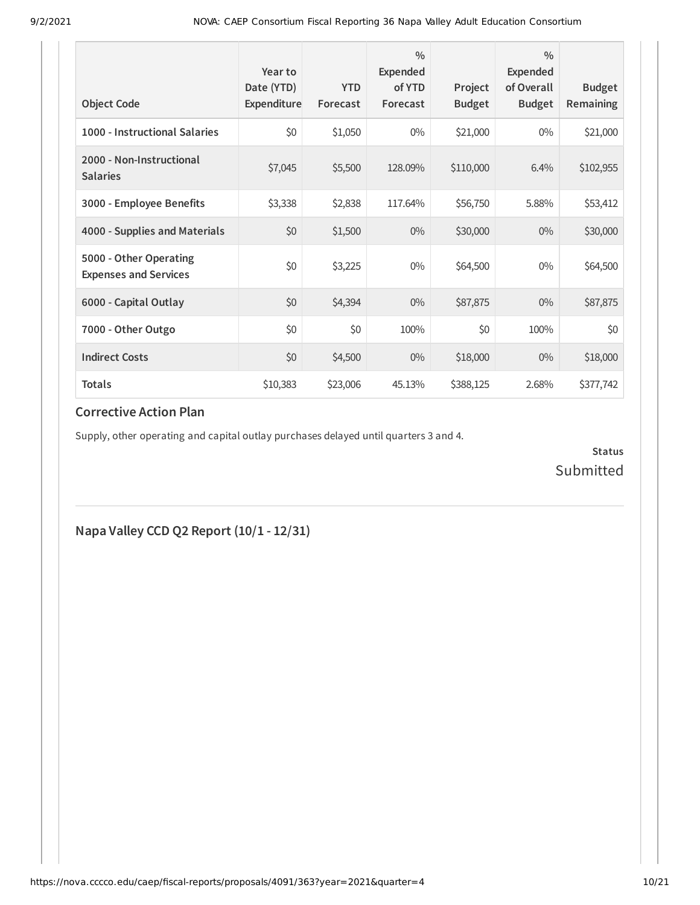| Object Code | Year to Date (YTD) Expenditure | YTD Forecast | % Expended of YTD Forecast | Project Budget | % Expended of Overall Budget | Budget Remaining |
|---|---|---|---|---|---|---|
| 1000 - Instructional Salaries | $0 | $1,050 | 0% | $21,000 | 0% | $21,000 |
| 2000 - Non-Instructional Salaries | $7,045 | $5,500 | 128.09% | $110,000 | 6.4% | $102,955 |
| 3000 - Employee Benefits | $3,338 | $2,838 | 117.64% | $56,750 | 5.88% | $53,412 |
| 4000 - Supplies and Materials | $0 | $1,500 | 0% | $30,000 | 0% | $30,000 |
| 5000 - Other Operating Expenses and Services | $0 | $3,225 | 0% | $64,500 | 0% | $64,500 |
| 6000 - Capital Outlay | $0 | $4,394 | 0% | $87,875 | 0% | $87,875 |
| 7000 - Other Outgo | $0 | $0 | 100% | $0 | 100% | $0 |
| Indirect Costs | $0 | $4,500 | 0% | $18,000 | 0% | $18,000 |
| **Totals** | $10,383 | $23,006 | 45.13% | $388,125 | 2.68% | $377,742 |

### Corrective Action Plan

Supply, other operating and capital outlay purchases delayed until quarters 3 and 4.

**Status**
Submitted

## Napa Valley CCD Q2 Report (10/1 - 12/31)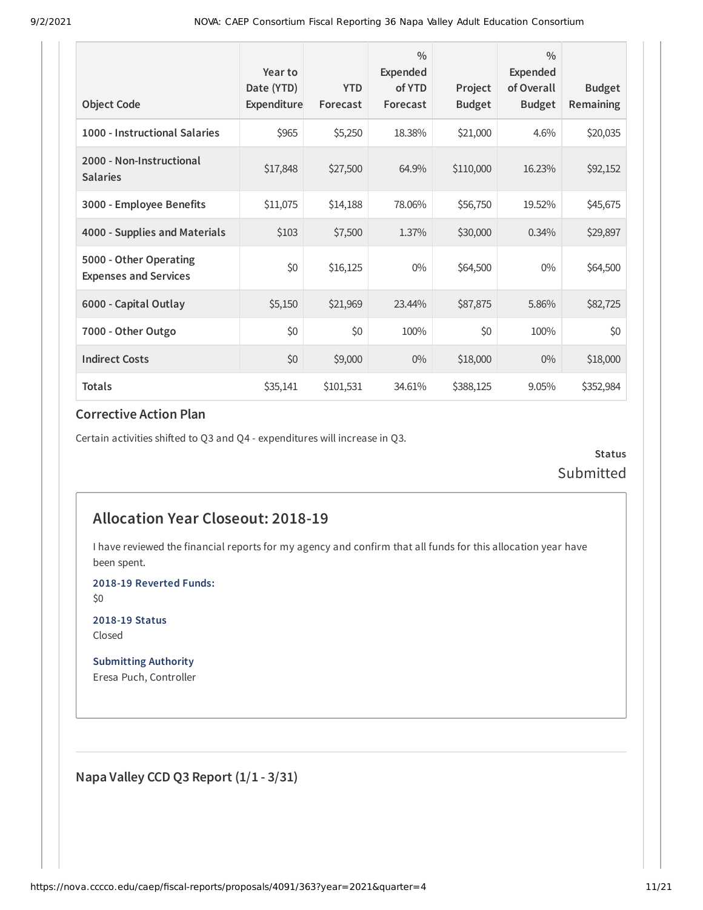| Object Code | Year to Date (YTD) Expenditure | YTD Forecast | % Expended of YTD Forecast | Project Budget | % Expended of Overall Budget | Budget Remaining |
|---|---|---|---|---|---|---|
| 1000 - Instructional Salaries | $965 | $5,250 | 18.38% | $21,000 | 4.6% | $20,035 |
| 2000 - Non-Instructional Salaries | $17,848 | $27,500 | 64.9% | $110,000 | 16.23% | $92,152 |
| 3000 - Employee Benefits | $11,075 | $14,188 | 78.06% | $56,750 | 19.52% | $45,675 |
| 4000 - Supplies and Materials | $103 | $7,500 | 1.37% | $30,000 | 0.34% | $29,897 |
| 5000 - Other Operating Expenses and Services | $0 | $16,125 | 0% | $64,500 | 0% | $64,500 |
| 6000 - Capital Outlay | $5,150 | $21,969 | 23.44% | $87,875 | 5.86% | $82,725 |
| 7000 - Other Outgo | $0 | $0 | 100% | $0 | 100% | $0 |
| Indirect Costs | $0 | $9,000 | 0% | $18,000 | 0% | $18,000 |
| Totals | $35,141 | $101,531 | 34.61% | $388,125 | 9.05% | $352,984 |

### Corrective Action Plan

Certain activities shifted to Q3 and Q4 - expenditures will increase in Q3.

**Status**

Submitted

## Allocation Year Closeout: 2018-19

I have reviewed the financial reports for my agency and confirm that all funds for this allocation year have been spent.

**2018-19 Reverted Funds:**

$0

**2018-19 Status**

Closed

**Submitting Authority**

Eresa Puch, Controller

### Napa Valley CCD Q3 Report (1/1 - 3/31)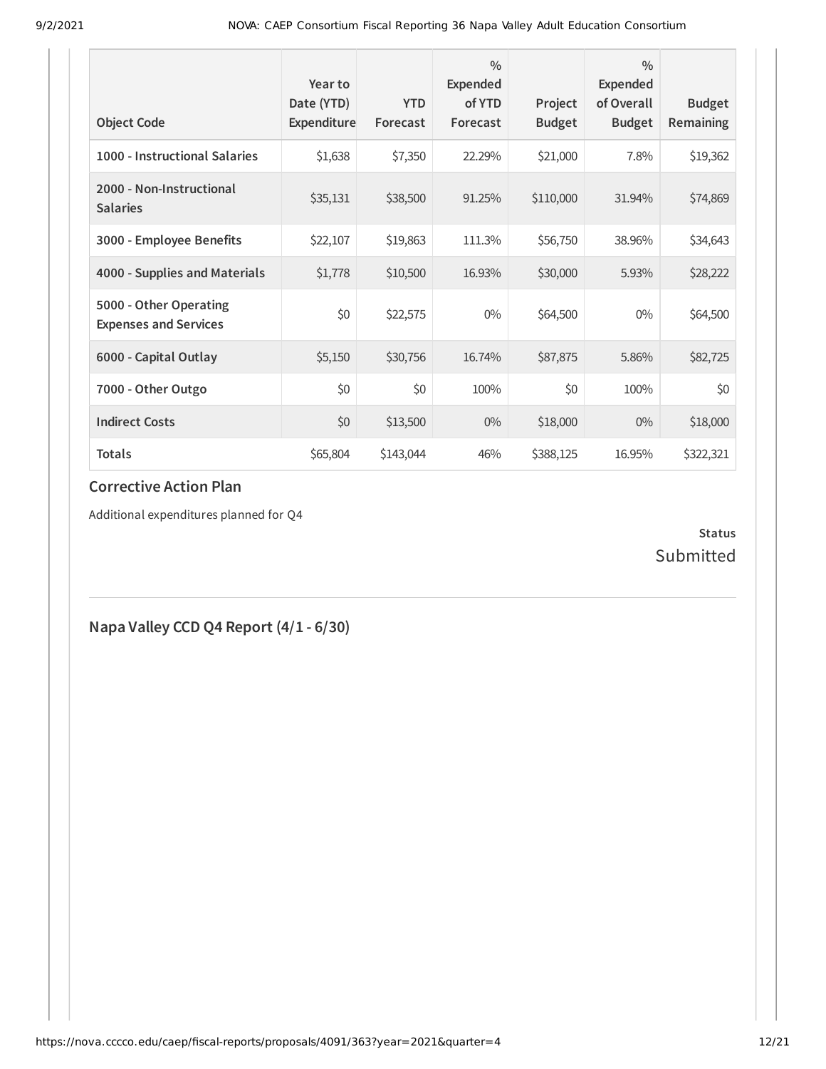| Object Code | Year to Date (YTD) Expenditure | YTD Forecast | % Expended of YTD Forecast | Project Budget | % Expended of Overall Budget | Budget Remaining |
|---|---|---|---|---|---|---|
| 1000 - Instructional Salaries | $1,638 | $7,350 | 22.29% | $21,000 | 7.8% | $19,362 |
| 2000 - Non-Instructional Salaries | $35,131 | $38,500 | 91.25% | $110,000 | 31.94% | $74,869 |
| 3000 - Employee Benefits | $22,107 | $19,863 | 111.3% | $56,750 | 38.96% | $34,643 |
| 4000 - Supplies and Materials | $1,778 | $10,500 | 16.93% | $30,000 | 5.93% | $28,222 |
| 5000 - Other Operating Expenses and Services | $0 | $22,575 | 0% | $64,500 | 0% | $64,500 |
| 6000 - Capital Outlay | $5,150 | $30,756 | 16.74% | $87,875 | 5.86% | $82,725 |
| 7000 - Other Outgo | $0 | $0 | 100% | $0 | 100% | $0 |
| Indirect Costs | $0 | $13,500 | 0% | $18,000 | 0% | $18,000 |
| **Totals** | $65,804 | $143,044 | 46% | $388,125 | 16.95% | $322,321 |

### Corrective Action Plan

Additional expenditures planned for Q4

**Status**

Submitted

## Napa Valley CCD Q4 Report (4/1 - 6/30)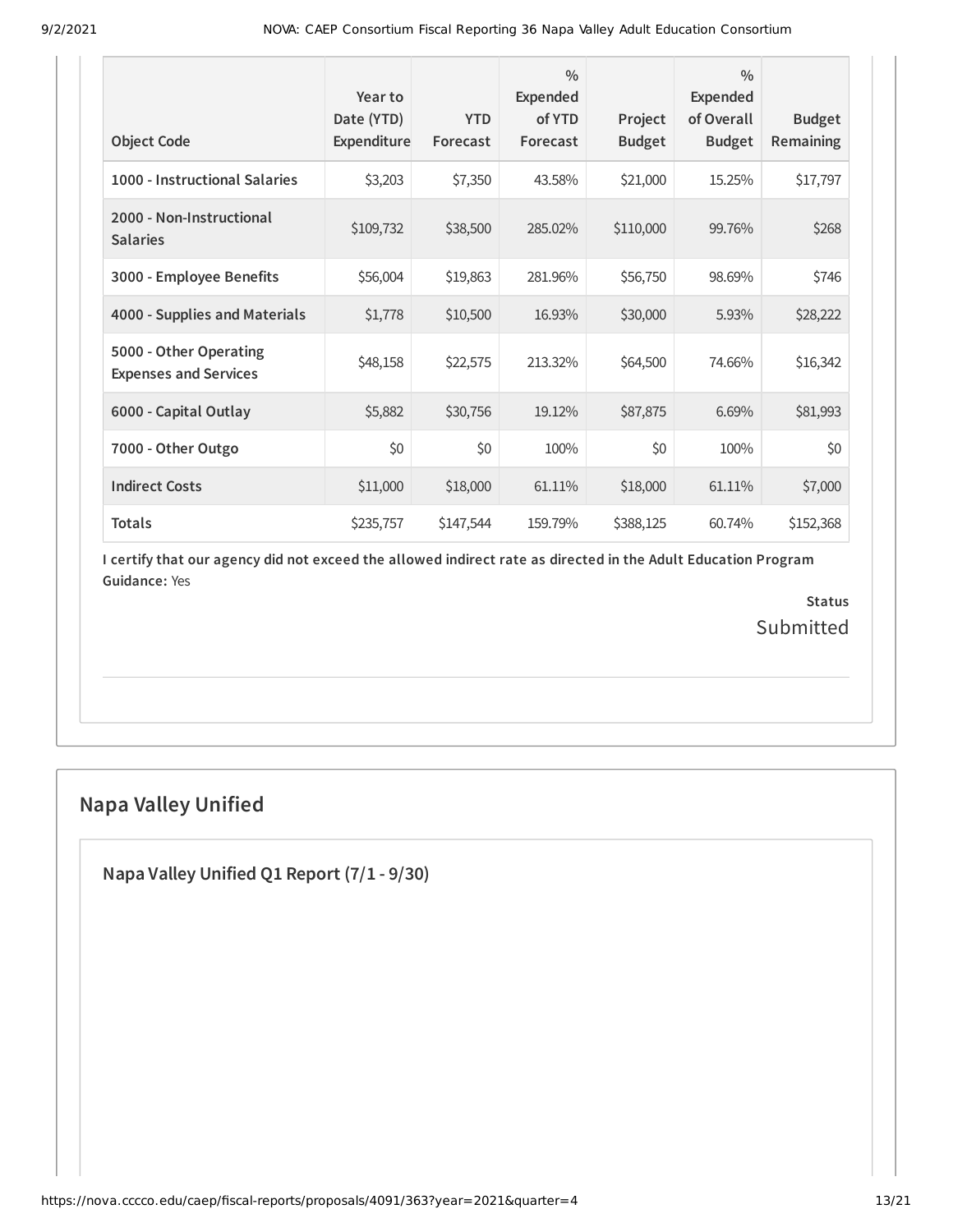| Object Code | Year to Date (YTD) Expenditure | YTD Forecast | % Expended of YTD Forecast | Project Budget | % Expended of Overall Budget | Budget Remaining |
|---|---|---|---|---|---|---|
| **1000 - Instructional Salaries** | $3,203 | $7,350 | 43.58% | $21,000 | 15.25% | $17,797 |
| **2000 - Non-Instructional Salaries** | $109,732 | $38,500 | 285.02% | $110,000 | 99.76% | $268 |
| **3000 - Employee Benefits** | $56,004 | $19,863 | 281.96% | $56,750 | 98.69% | $746 |
| **4000 - Supplies and Materials** | $1,778 | $10,500 | 16.93% | $30,000 | 5.93% | $28,222 |
| **5000 - Other Operating Expenses and Services** | $48,158 | $22,575 | 213.32% | $64,500 | 74.66% | $16,342 |
| **6000 - Capital Outlay** | $5,882 | $30,756 | 19.12% | $87,875 | 6.69% | $81,993 |
| **7000 - Other Outgo** | $0 | $0 | 100% | $0 | 100% | $0 |
| **Indirect Costs** | $11,000 | $18,000 | 61.11% | $18,000 | 61.11% | $7,000 |
| **Totals** | $235,757 | $147,544 | 159.79% | $388,125 | 60.74% | $152,368 |

**I certify that our agency did not exceed the allowed indirect rate as directed in the Adult Education Program Guidance:** Yes

**Status**
Submitted

## Napa Valley Unified

### Napa Valley Unified Q1 Report (7/1 - 9/30)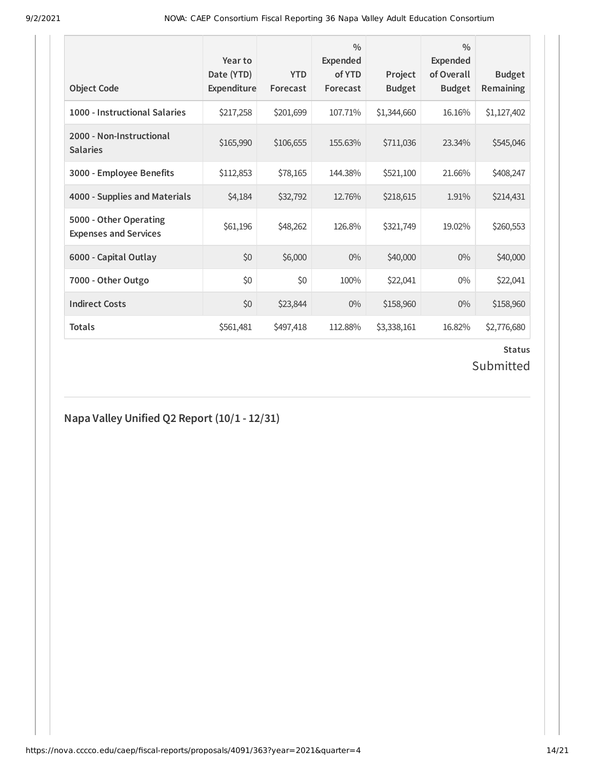| Object Code | Year to Date (YTD) Expenditure | YTD Forecast | % Expended of YTD Forecast | Project Budget | % Expended of Overall Budget | Budget Remaining |
|---|---|---|---|---|---|---|
| 1000 - Instructional Salaries | $217,258 | $201,699 | 107.71% | $1,344,660 | 16.16% | $1,127,402 |
| 2000 - Non-Instructional Salaries | $165,990 | $106,655 | 155.63% | $711,036 | 23.34% | $545,046 |
| 3000 - Employee Benefits | $112,853 | $78,165 | 144.38% | $521,100 | 21.66% | $408,247 |
| 4000 - Supplies and Materials | $4,184 | $32,792 | 12.76% | $218,615 | 1.91% | $214,431 |
| 5000 - Other Operating Expenses and Services | $61,196 | $48,262 | 126.8% | $321,749 | 19.02% | $260,553 |
| 6000 - Capital Outlay | $0 | $6,000 | 0% | $40,000 | 0% | $40,000 |
| 7000 - Other Outgo | $0 | $0 | 100% | $22,041 | 0% | $22,041 |
| Indirect Costs | $0 | $23,844 | 0% | $158,960 | 0% | $158,960 |
| Totals | $561,481 | $497,418 | 112.88% | $3,338,161 | 16.82% | $2,776,680 |

**Status**

Submitted

## Napa Valley Unified Q2 Report (10/1 - 12/31)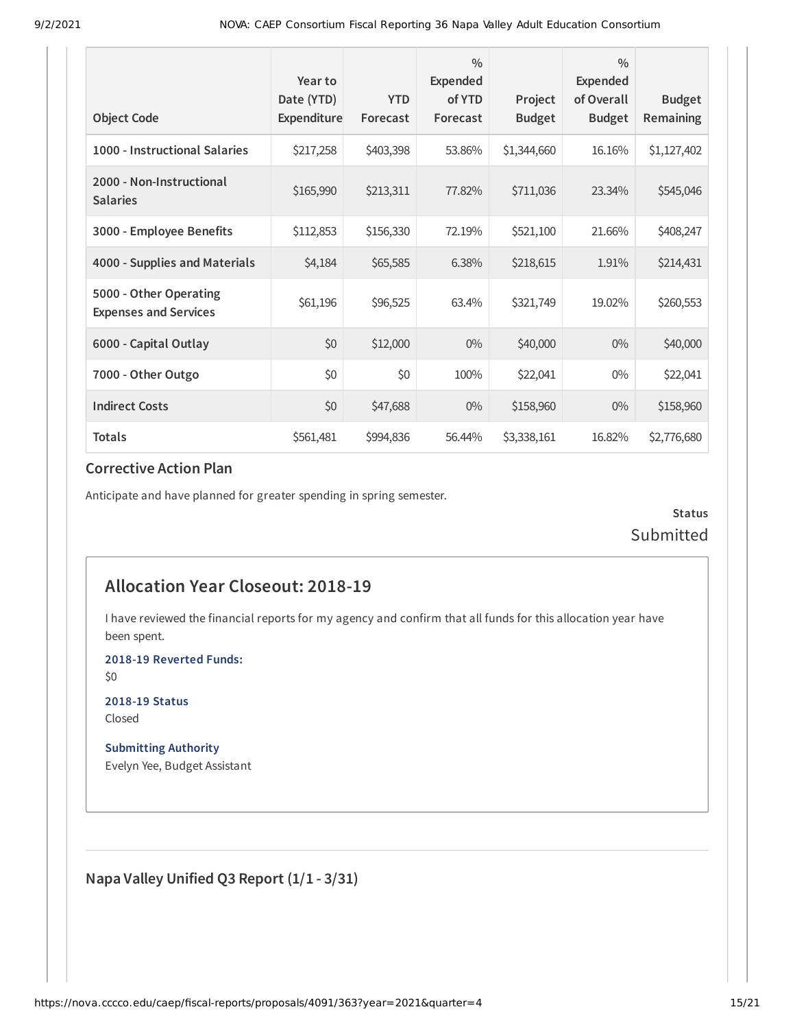| Object Code | Year to Date (YTD) Expenditure | YTD Forecast | % Expended of YTD Forecast | Project Budget | % Expended of Overall Budget | Budget Remaining |
|---|---|---|---|---|---|---|
| 1000 - Instructional Salaries | $217,258 | $403,398 | 53.86% | $1,344,660 | 16.16% | $1,127,402 |
| 2000 - Non-Instructional Salaries | $165,990 | $213,311 | 77.82% | $711,036 | 23.34% | $545,046 |
| 3000 - Employee Benefits | $112,853 | $156,330 | 72.19% | $521,100 | 21.66% | $408,247 |
| 4000 - Supplies and Materials | $4,184 | $65,585 | 6.38% | $218,615 | 1.91% | $214,431 |
| 5000 - Other Operating Expenses and Services | $61,196 | $96,525 | 63.4% | $321,749 | 19.02% | $260,553 |
| 6000 - Capital Outlay | $0 | $12,000 | 0% | $40,000 | 0% | $40,000 |
| 7000 - Other Outgo | $0 | $0 | 100% | $22,041 | 0% | $22,041 |
| Indirect Costs | $0 | $47,688 | 0% | $158,960 | 0% | $158,960 |
| Totals | $561,481 | $994,836 | 56.44% | $3,338,161 | 16.82% | $2,776,680 |

### Corrective Action Plan

Anticipate and have planned for greater spending in spring semester.

**Status**

Submitted

## Allocation Year Closeout: 2018-19

I have reviewed the financial reports for my agency and confirm that all funds for this allocation year have been spent.

**2018-19 Reverted Funds:**

$0

**2018-19 Status**

Closed

**Submitting Authority**

Evelyn Yee, Budget Assistant

### Napa Valley Unified Q3 Report (1/1 - 3/31)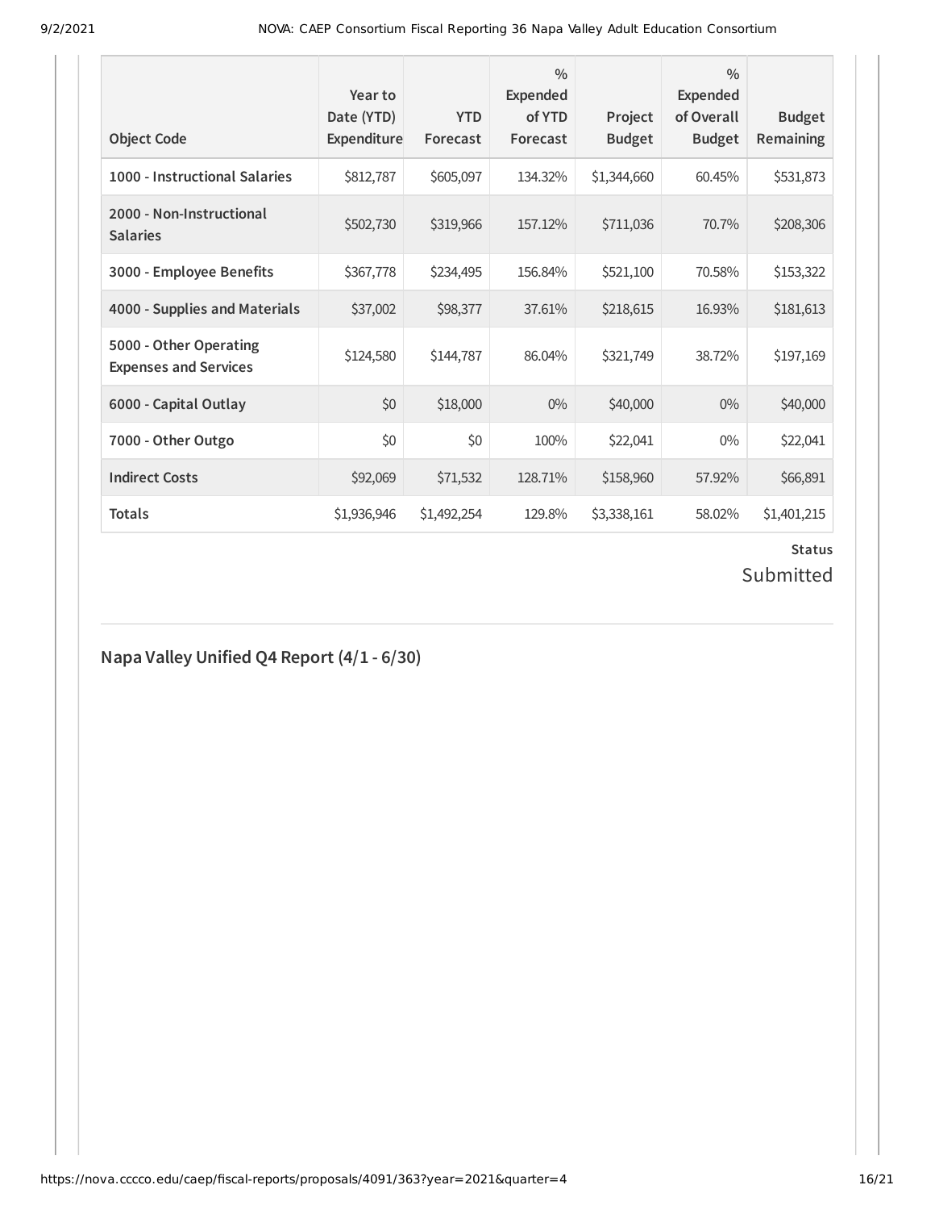| Object Code | Year to Date (YTD) Expenditure | YTD Forecast | % Expended of YTD Forecast | Project Budget | % Expended of Overall Budget | Budget Remaining |
|---|---|---|---|---|---|---|
| 1000 - Instructional Salaries | $812,787 | $605,097 | 134.32% | $1,344,660 | 60.45% | $531,873 |
| 2000 - Non-Instructional Salaries | $502,730 | $319,966 | 157.12% | $711,036 | 70.7% | $208,306 |
| 3000 - Employee Benefits | $367,778 | $234,495 | 156.84% | $521,100 | 70.58% | $153,322 |
| 4000 - Supplies and Materials | $37,002 | $98,377 | 37.61% | $218,615 | 16.93% | $181,613 |
| 5000 - Other Operating Expenses and Services | $124,580 | $144,787 | 86.04% | $321,749 | 38.72% | $197,169 |
| 6000 - Capital Outlay | $0 | $18,000 | 0% | $40,000 | 0% | $40,000 |
| 7000 - Other Outgo | $0 | $0 | 100% | $22,041 | 0% | $22,041 |
| Indirect Costs | $92,069 | $71,532 | 128.71% | $158,960 | 57.92% | $66,891 |
| Totals | $1,936,946 | $1,492,254 | 129.8% | $3,338,161 | 58.02% | $1,401,215 |

**Status**

Submitted

## Napa Valley Unified Q4 Report (4/1 - 6/30)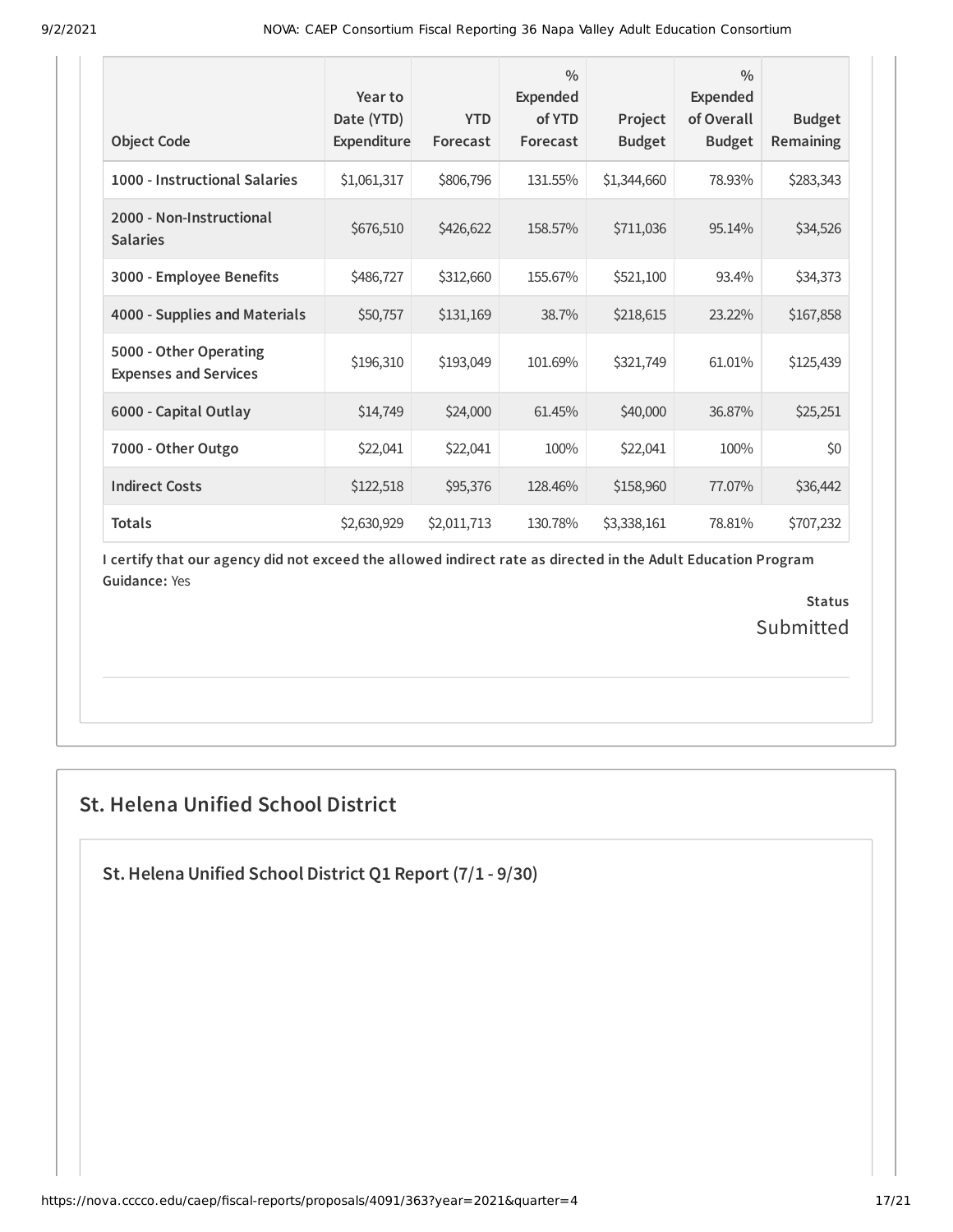| Object Code | Year to Date (YTD) Expenditure | YTD Forecast | % Expended of YTD Forecast | Project Budget | % Expended of Overall Budget | Budget Remaining |
|---|---|---|---|---|---|---|
| 1000 - Instructional Salaries | $1,061,317 | $806,796 | 131.55% | $1,344,660 | 78.93% | $283,343 |
| 2000 - Non-Instructional Salaries | $676,510 | $426,622 | 158.57% | $711,036 | 95.14% | $34,526 |
| 3000 - Employee Benefits | $486,727 | $312,660 | 155.67% | $521,100 | 93.4% | $34,373 |
| 4000 - Supplies and Materials | $50,757 | $131,169 | 38.7% | $218,615 | 23.22% | $167,858 |
| 5000 - Other Operating Expenses and Services | $196,310 | $193,049 | 101.69% | $321,749 | 61.01% | $125,439 |
| 6000 - Capital Outlay | $14,749 | $24,000 | 61.45% | $40,000 | 36.87% | $25,251 |
| 7000 - Other Outgo | $22,041 | $22,041 | 100% | $22,041 | 100% | $0 |
| Indirect Costs | $122,518 | $95,376 | 128.46% | $158,960 | 77.07% | $36,442 |
| Totals | $2,630,929 | $2,011,713 | 130.78% | $3,338,161 | 78.81% | $707,232 |

**I certify that our agency did not exceed the allowed indirect rate as directed in the Adult Education Program Guidance:** Yes

**Status**
Submitted

## St. Helena Unified School District

### St. Helena Unified School District Q1 Report (7/1 - 9/30)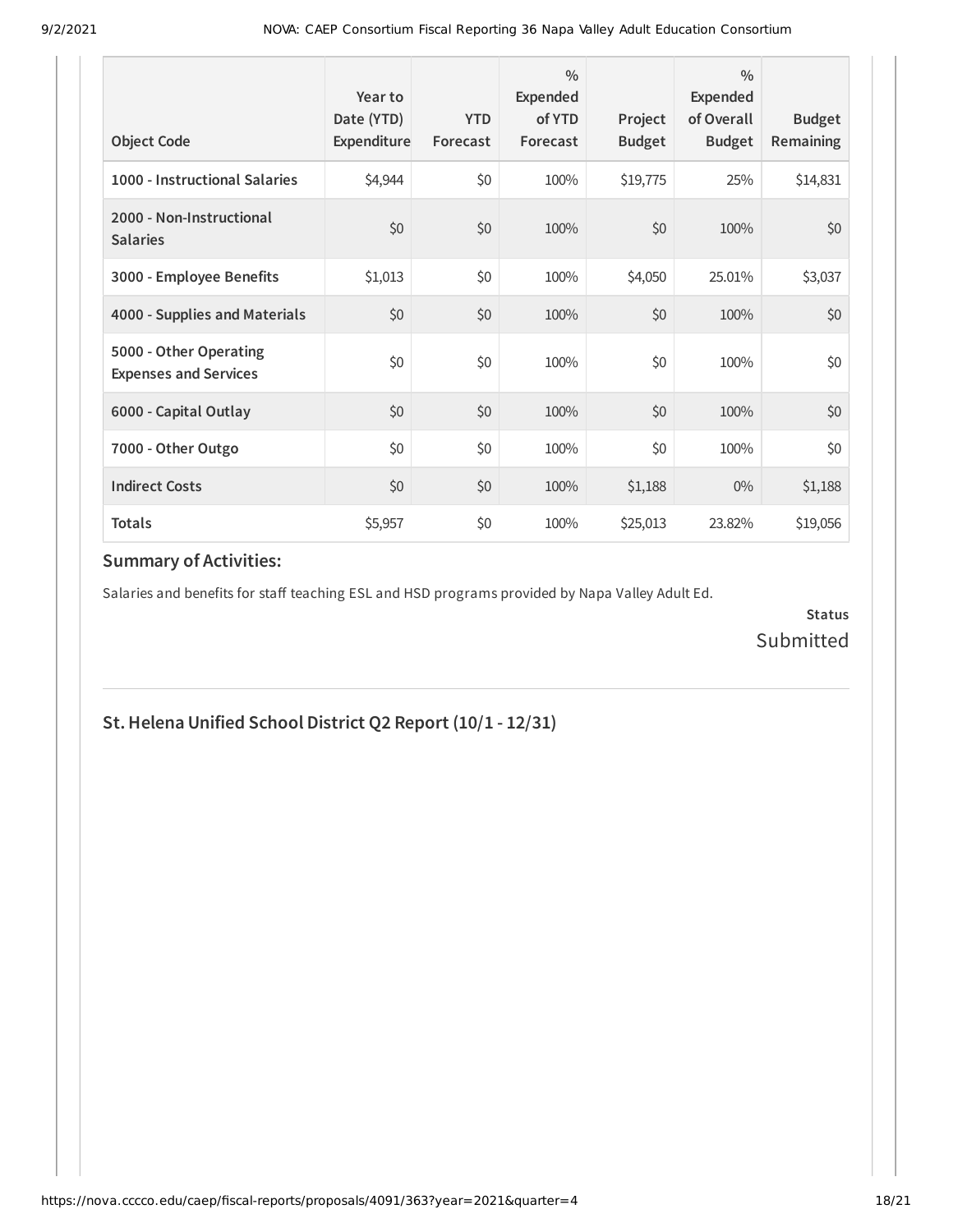| Object Code | Year to Date (YTD) Expenditure | YTD Forecast | % Expended of YTD Forecast | Project Budget | % Expended of Overall Budget | Budget Remaining |
|---|---|---|---|---|---|---|
| **1000 - Instructional Salaries** | $4,944 | $0 | 100% | $19,775 | 25% | $14,831 |
| **2000 - Non-Instructional Salaries** | $0 | $0 | 100% | $0 | 100% | $0 |
| **3000 - Employee Benefits** | $1,013 | $0 | 100% | $4,050 | 25.01% | $3,037 |
| **4000 - Supplies and Materials** | $0 | $0 | 100% | $0 | 100% | $0 |
| **5000 - Other Operating Expenses and Services** | $0 | $0 | 100% | $0 | 100% | $0 |
| **6000 - Capital Outlay** | $0 | $0 | 100% | $0 | 100% | $0 |
| **7000 - Other Outgo** | $0 | $0 | 100% | $0 | 100% | $0 |
| **Indirect Costs** | $0 | $0 | 100% | $1,188 | 0% | $1,188 |
| **Totals** | $5,957 | $0 | 100% | $25,013 | 23.82% | $19,056 |

### Summary of Activities:

Salaries and benefits for staff teaching ESL and HSD programs provided by Napa Valley Adult Ed.

**Status**

Submitted

---

## St. Helena Unified School District Q2 Report (10/1 - 12/31)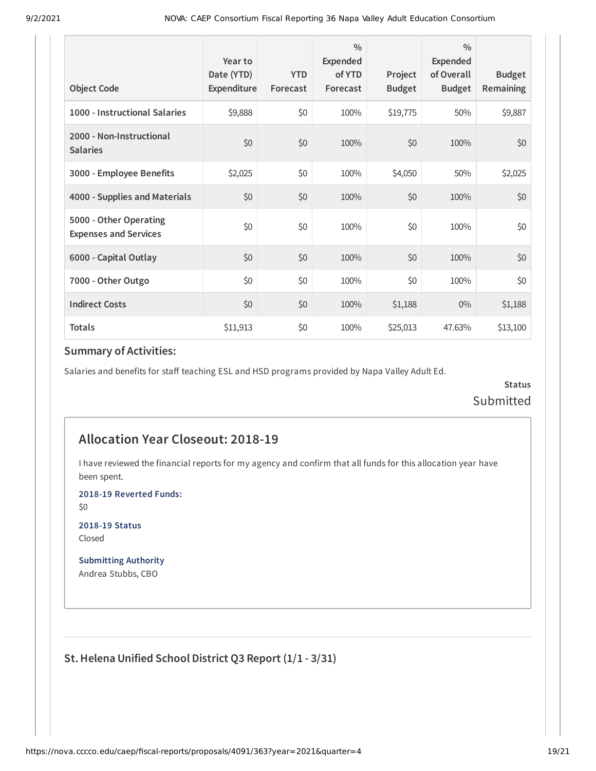| Object Code | Year to Date (YTD) Expenditure | YTD Forecast | % Expended of YTD Forecast | Project Budget | % Expended of Overall Budget | Budget Remaining |
|---|---|---|---|---|---|---|
| 1000 - Instructional Salaries | $9,888 | $0 | 100% | $19,775 | 50% | $9,887 |
| 2000 - Non-Instructional Salaries | $0 | $0 | 100% | $0 | 100% | $0 |
| 3000 - Employee Benefits | $2,025 | $0 | 100% | $4,050 | 50% | $2,025 |
| 4000 - Supplies and Materials | $0 | $0 | 100% | $0 | 100% | $0 |
| 5000 - Other Operating Expenses and Services | $0 | $0 | 100% | $0 | 100% | $0 |
| 6000 - Capital Outlay | $0 | $0 | 100% | $0 | 100% | $0 |
| 7000 - Other Outgo | $0 | $0 | 100% | $0 | 100% | $0 |
| Indirect Costs | $0 | $0 | 100% | $1,188 | 0% | $1,188 |
| Totals | $11,913 | $0 | 100% | $25,013 | 47.63% | $13,100 |

### Summary of Activities:

Salaries and benefits for staff teaching ESL and HSD programs provided by Napa Valley Adult Ed.

**Status**
Submitted

## Allocation Year Closeout: 2018-19

I have reviewed the financial reports for my agency and confirm that all funds for this allocation year have been spent.

**2018-19 Reverted Funds:**
$0

**2018-19 Status**
Closed

**Submitting Authority**
Andrea Stubbs, CBO

### St. Helena Unified School District Q3 Report (1/1 - 3/31)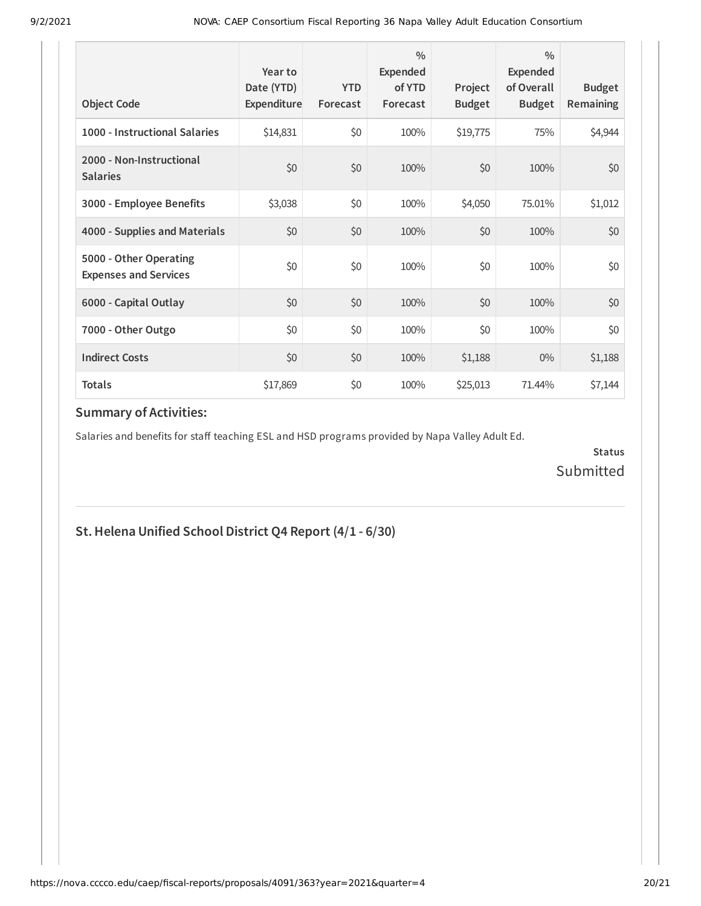| Object Code | Year to Date (YTD) Expenditure | YTD Forecast | % Expended of YTD Forecast | Project Budget | % Expended of Overall Budget | Budget Remaining |
|---|---|---|---|---|---|---|
| **1000 - Instructional Salaries** | $14,831 | $0 | 100% | $19,775 | 75% | $4,944 |
| **2000 - Non-Instructional Salaries** | $0 | $0 | 100% | $0 | 100% | $0 |
| **3000 - Employee Benefits** | $3,038 | $0 | 100% | $4,050 | 75.01% | $1,012 |
| **4000 - Supplies and Materials** | $0 | $0 | 100% | $0 | 100% | $0 |
| **5000 - Other Operating Expenses and Services** | $0 | $0 | 100% | $0 | 100% | $0 |
| **6000 - Capital Outlay** | $0 | $0 | 100% | $0 | 100% | $0 |
| **7000 - Other Outgo** | $0 | $0 | 100% | $0 | 100% | $0 |
| **Indirect Costs** | $0 | $0 | 100% | $1,188 | 0% | $1,188 |
| **Totals** | $17,869 | $0 | 100% | $25,013 | 71.44% | $7,144 |

### Summary of Activities:

Salaries and benefits for staff teaching ESL and HSD programs provided by Napa Valley Adult Ed.

**Status**
Submitted

---

## St. Helena Unified School District Q4 Report (4/1 - 6/30)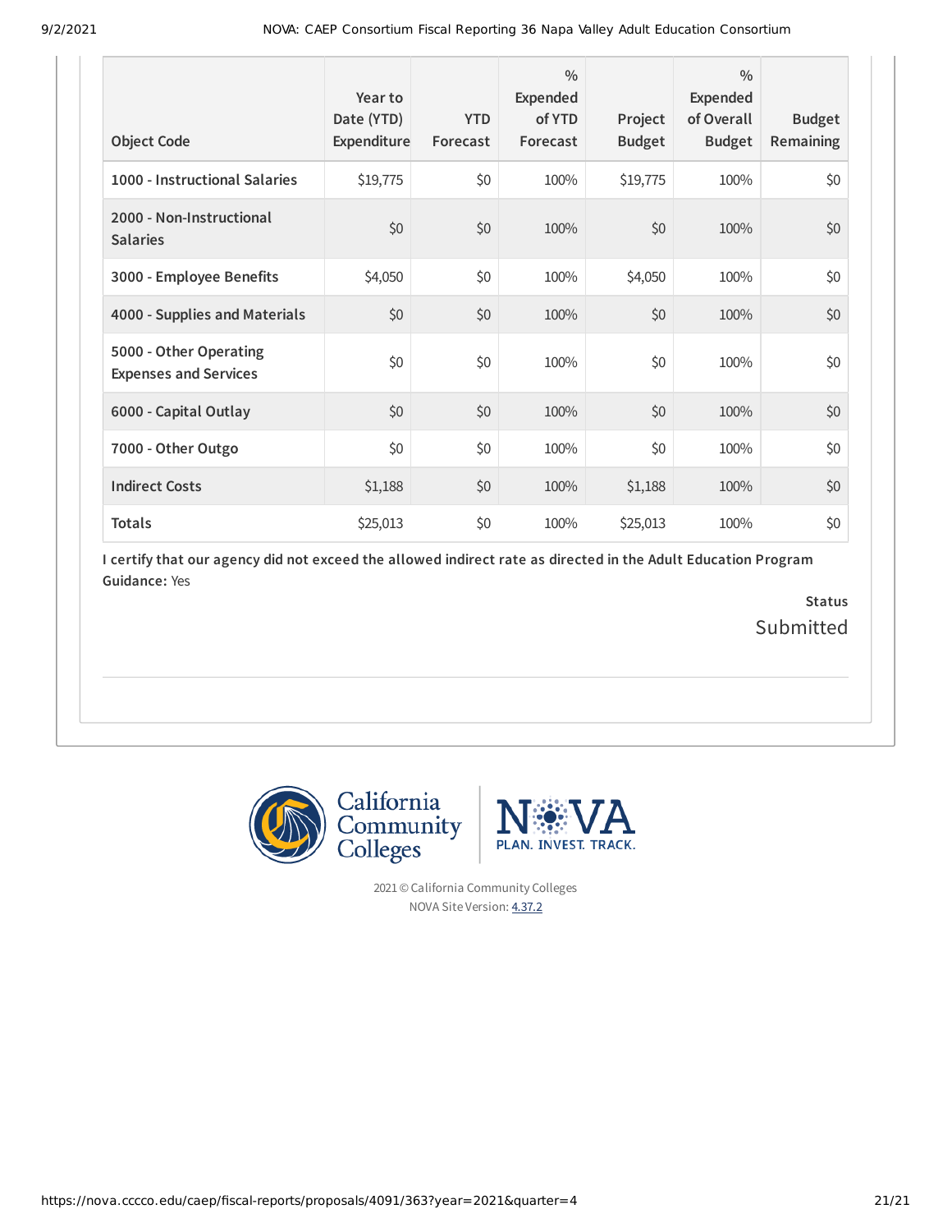| Object Code | Year to Date (YTD) Expenditure | YTD Forecast | % Expended of YTD Forecast | Project Budget | % Expended of Overall Budget | Budget Remaining |
|---|---|---|---|---|---|---|
| 1000 - Instructional Salaries | $19,775 | $0 | 100% | $19,775 | 100% | $0 |
| 2000 - Non-Instructional Salaries | $0 | $0 | 100% | $0 | 100% | $0 |
| 3000 - Employee Benefits | $4,050 | $0 | 100% | $4,050 | 100% | $0 |
| 4000 - Supplies and Materials | $0 | $0 | 100% | $0 | 100% | $0 |
| 5000 - Other Operating Expenses and Services | $0 | $0 | 100% | $0 | 100% | $0 |
| 6000 - Capital Outlay | $0 | $0 | 100% | $0 | 100% | $0 |
| 7000 - Other Outgo | $0 | $0 | 100% | $0 | 100% | $0 |
| Indirect Costs | $1,188 | $0 | 100% | $1,188 | 100% | $0 |
| Totals | $25,013 | $0 | 100% | $25,013 | 100% | $0 |

**I certify that our agency did not exceed the allowed indirect rate as directed in the Adult Education Program Guidance:** Yes

**Status**

Submitted

2021 © California Community Colleges

NOVA Site Version: 4.37.2